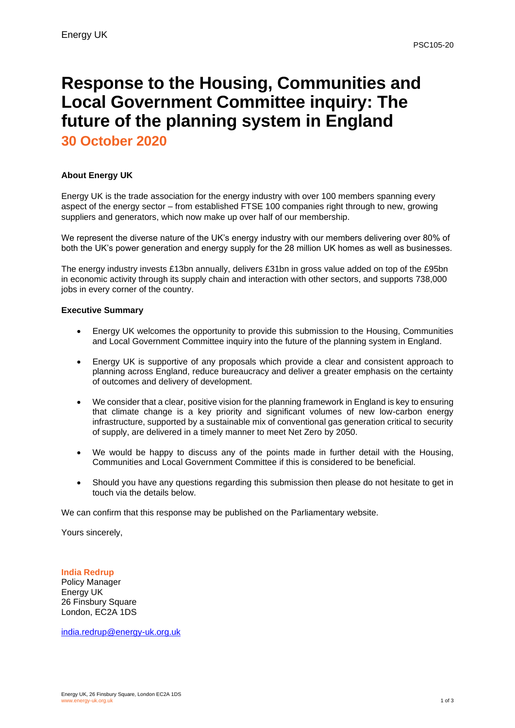Energy UK

PSC105-20

# Response to the Housing, Communities and Local Government Committee inquiry: The future of the planning system in England

## 30 October 2020

**About Energy UK**

Energy UK is the trade association for the energy industry with over 100 members spanning every aspect of the energy sector – from established FTSE 100 companies right through to new, growing suppliers and generators, which now make up over half of our membership.

We represent the diverse nature of the UK's energy industry with our members delivering over 80% of both the UK's power generation and energy supply for the 28 million UK homes as well as businesses.

The energy industry invests £13bn annually, delivers £31bn in gross value added on top of the £95bn in economic activity through its supply chain and interaction with other sectors, and supports 738,000 jobs in every corner of the country.

**Executive Summary**

- Energy UK welcomes the opportunity to provide this submission to the Housing, Communities and Local Government Committee inquiry into the future of the planning system in England.
- Energy UK is supportive of any proposals which provide a clear and consistent approach to planning across England, reduce bureaucracy and deliver a greater emphasis on the certainty of outcomes and delivery of development.
- We consider that a clear, positive vision for the planning framework in England is key to ensuring that climate change is a key priority and significant volumes of new low-carbon energy infrastructure, supported by a sustainable mix of conventional gas generation critical to security of supply, are delivered in a timely manner to meet Net Zero by 2050.
- We would be happy to discuss any of the points made in further detail with the Housing, Communities and Local Government Committee if this is considered to be beneficial.
- Should you have any questions regarding this submission then please do not hesitate to get in touch via the details below.

We can confirm that this response may be published on the Parliamentary website.

Yours sincerely,

**India Redrup**
Policy Manager
Energy UK
26 Finsbury Square
London, EC2A 1DS

india.redrup@energy-uk.org.uk

Energy UK, 26 Finsbury Square, London EC2A 1DS
www.energy-uk.org.uk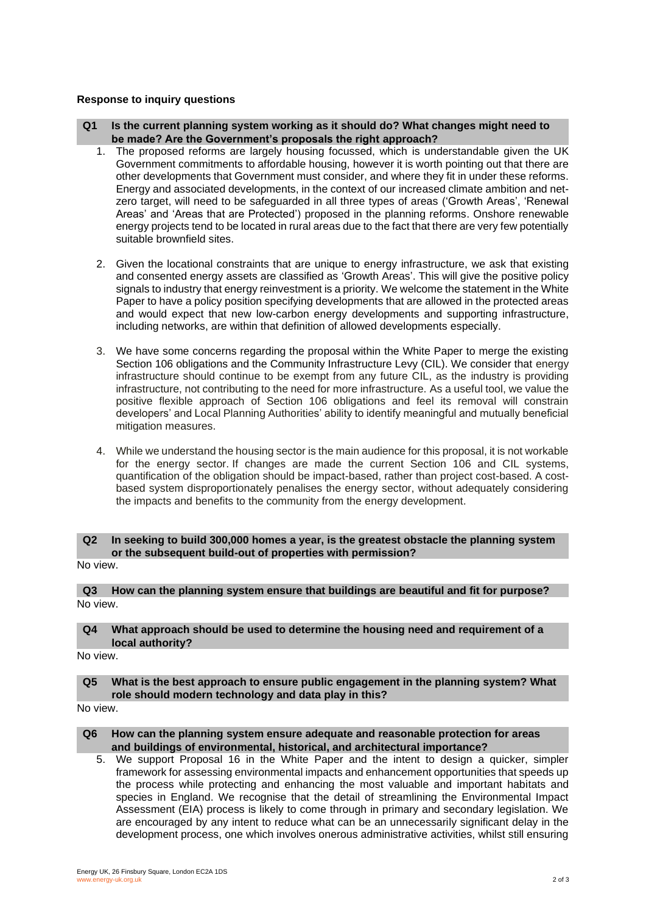**Response to inquiry questions**

**Q1 Is the current planning system working as it should do? What changes might need to be made? Are the Government's proposals the right approach?**

1. The proposed reforms are largely housing focussed, which is understandable given the UK Government commitments to affordable housing, however it is worth pointing out that there are other developments that Government must consider, and where they fit in under these reforms. Energy and associated developments, in the context of our increased climate ambition and net-zero target, will need to be safeguarded in all three types of areas ('Growth Areas', 'Renewal Areas' and 'Areas that are Protected') proposed in the planning reforms. Onshore renewable energy projects tend to be located in rural areas due to the fact that there are very few potentially suitable brownfield sites.

2. Given the locational constraints that are unique to energy infrastructure, we ask that existing and consented energy assets are classified as 'Growth Areas'. This will give the positive policy signals to industry that energy reinvestment is a priority. We welcome the statement in the White Paper to have a policy position specifying developments that are allowed in the protected areas and would expect that new low-carbon energy developments and supporting infrastructure, including networks, are within that definition of allowed developments especially.

3. We have some concerns regarding the proposal within the White Paper to merge the existing Section 106 obligations and the Community Infrastructure Levy (CIL). We consider that energy infrastructure should continue to be exempt from any future CIL, as the industry is providing infrastructure, not contributing to the need for more infrastructure. As a useful tool, we value the positive flexible approach of Section 106 obligations and feel its removal will constrain developers' and Local Planning Authorities' ability to identify meaningful and mutually beneficial mitigation measures.

4. While we understand the housing sector is the main audience for this proposal, it is not workable for the energy sector. If changes are made the current Section 106 and CIL systems, quantification of the obligation should be impact-based, rather than project cost-based. A cost-based system disproportionately penalises the energy sector, without adequately considering the impacts and benefits to the community from the energy development.

**Q2 In seeking to build 300,000 homes a year, is the greatest obstacle the planning system or the subsequent build-out of properties with permission?**

No view.

**Q3 How can the planning system ensure that buildings are beautiful and fit for purpose?**

No view.

**Q4 What approach should be used to determine the housing need and requirement of a local authority?**

No view.

**Q5 What is the best approach to ensure public engagement in the planning system? What role should modern technology and data play in this?**

No view.

**Q6 How can the planning system ensure adequate and reasonable protection for areas and buildings of environmental, historical, and architectural importance?**

5. We support Proposal 16 in the White Paper and the intent to design a quicker, simpler framework for assessing environmental impacts and enhancement opportunities that speeds up the process while protecting and enhancing the most valuable and important habitats and species in England. We recognise that the detail of streamlining the Environmental Impact Assessment (EIA) process is likely to come through in primary and secondary legislation. We are encouraged by any intent to reduce what can be an unnecessarily significant delay in the development process, one which involves onerous administrative activities, whilst still ensuring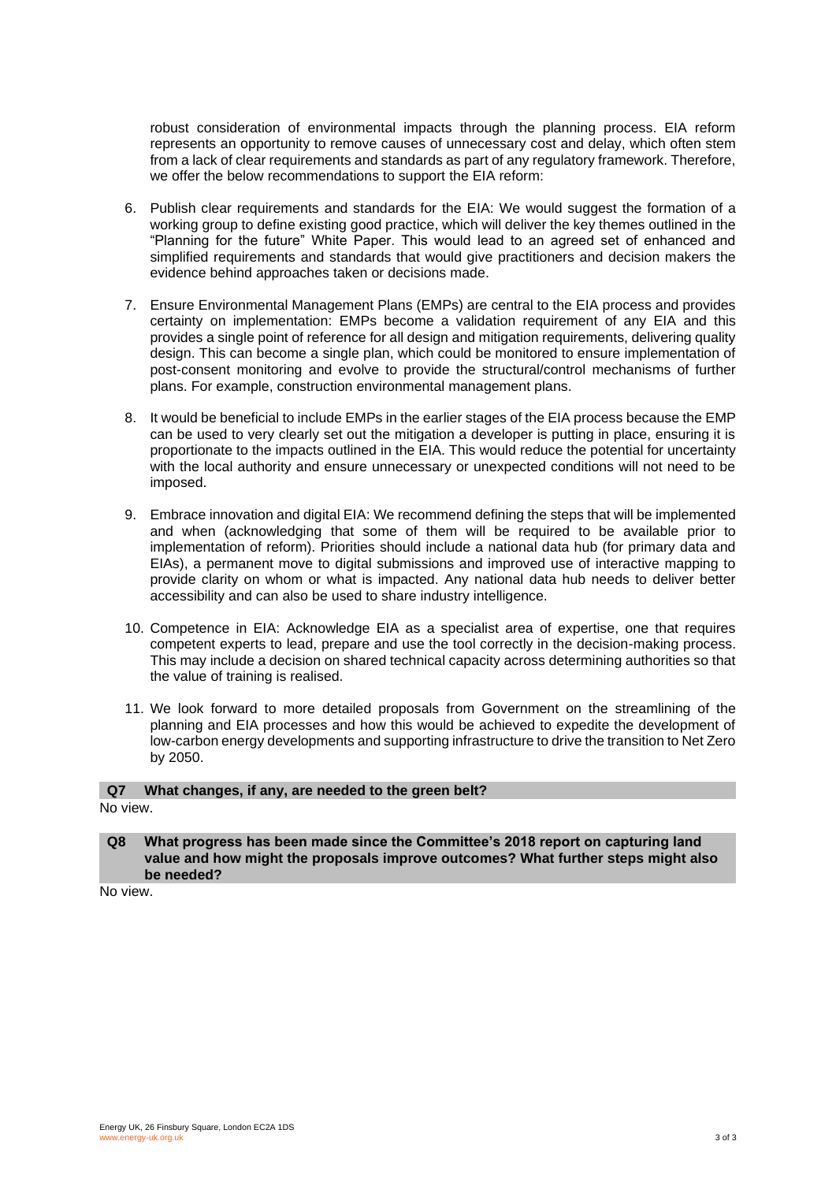robust consideration of environmental impacts through the planning process. EIA reform represents an opportunity to remove causes of unnecessary cost and delay, which often stem from a lack of clear requirements and standards as part of any regulatory framework. Therefore, we offer the below recommendations to support the EIA reform:

6. Publish clear requirements and standards for the EIA: We would suggest the formation of a working group to define existing good practice, which will deliver the key themes outlined in the "Planning for the future" White Paper. This would lead to an agreed set of enhanced and simplified requirements and standards that would give practitioners and decision makers the evidence behind approaches taken or decisions made.

7. Ensure Environmental Management Plans (EMPs) are central to the EIA process and provides certainty on implementation: EMPs become a validation requirement of any EIA and this provides a single point of reference for all design and mitigation requirements, delivering quality design. This can become a single plan, which could be monitored to ensure implementation of post-consent monitoring and evolve to provide the structural/control mechanisms of further plans. For example, construction environmental management plans.

8. It would be beneficial to include EMPs in the earlier stages of the EIA process because the EMP can be used to very clearly set out the mitigation a developer is putting in place, ensuring it is proportionate to the impacts outlined in the EIA. This would reduce the potential for uncertainty with the local authority and ensure unnecessary or unexpected conditions will not need to be imposed.

9. Embrace innovation and digital EIA: We recommend defining the steps that will be implemented and when (acknowledging that some of them will be required to be available prior to implementation of reform). Priorities should include a national data hub (for primary data and EIAs), a permanent move to digital submissions and improved use of interactive mapping to provide clarity on whom or what is impacted. Any national data hub needs to deliver better accessibility and can also be used to share industry intelligence.

10. Competence in EIA: Acknowledge EIA as a specialist area of expertise, one that requires competent experts to lead, prepare and use the tool correctly in the decision-making process. This may include a decision on shared technical capacity across determining authorities so that the value of training is realised.

11. We look forward to more detailed proposals from Government on the streamlining of the planning and EIA processes and how this would be achieved to expedite the development of low-carbon energy developments and supporting infrastructure to drive the transition to Net Zero by 2050.

**Q7 What changes, if any, are needed to the green belt?**

No view.

**Q8 What progress has been made since the Committee's 2018 report on capturing land value and how might the proposals improve outcomes? What further steps might also be needed?**

No view.

Energy UK, 26 Finsbury Square, London EC2A 1DS
www.energy-uk.org.uk